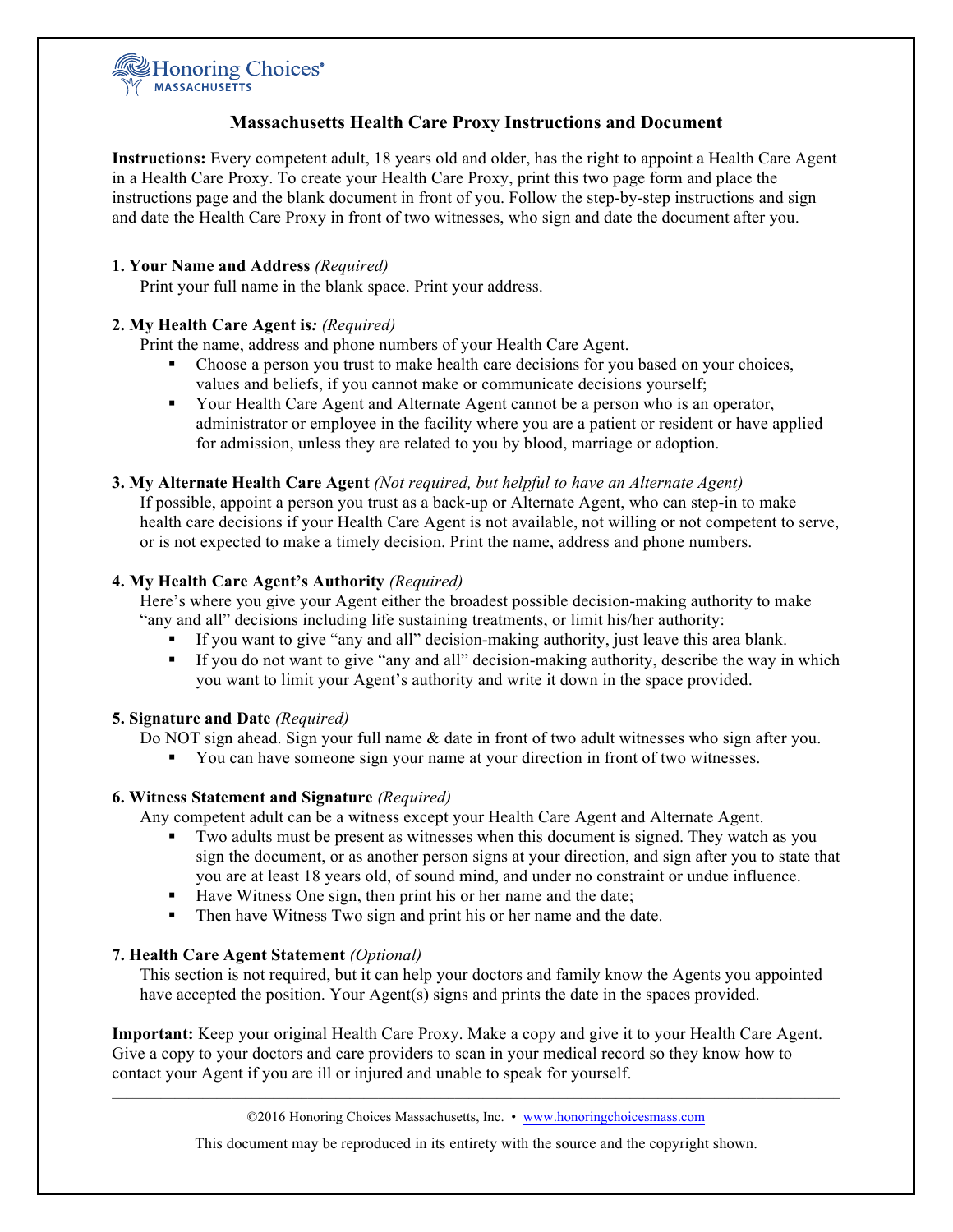Honoring Choices® MASSACHUSETTS

# Massachusetts Health Care Proxy Instructions and Document

**Instructions:** Every competent adult, 18 years old and older, has the right to appoint a Health Care Agent in a Health Care Proxy. To create your Health Care Proxy, print this two page form and place the instructions page and the blank document in front of you. Follow the step-by-step instructions and sign and date the Health Care Proxy in front of two witnesses, who sign and date the document after you.

**1. Your Name and Address** *(Required)*

Print your full name in the blank space. Print your address.

**2. My Health Care Agent is:** *(Required)*

Print the name, address and phone numbers of your Health Care Agent.

- Choose a person you trust to make health care decisions for you based on your choices, values and beliefs, if you cannot make or communicate decisions yourself;
- Your Health Care Agent and Alternate Agent cannot be a person who is an operator, administrator or employee in the facility where you are a patient or resident or have applied for admission, unless they are related to you by blood, marriage or adoption.

**3. My Alternate Health Care Agent** *(Not required, but helpful to have an Alternate Agent)*

If possible, appoint a person you trust as a back-up or Alternate Agent, who can step-in to make health care decisions if your Health Care Agent is not available, not willing or not competent to serve, or is not expected to make a timely decision. Print the name, address and phone numbers.

**4. My Health Care Agent's Authority** *(Required)*

Here's where you give your Agent either the broadest possible decision-making authority to make "any and all" decisions including life sustaining treatments, or limit his/her authority:

- If you want to give "any and all" decision-making authority, just leave this area blank.
- If you do not want to give "any and all" decision-making authority, describe the way in which you want to limit your Agent's authority and write it down in the space provided.

**5. Signature and Date** *(Required)*

Do NOT sign ahead. Sign your full name & date in front of two adult witnesses who sign after you.

- You can have someone sign your name at your direction in front of two witnesses.

**6. Witness Statement and Signature** *(Required)*

Any competent adult can be a witness except your Health Care Agent and Alternate Agent.

- Two adults must be present as witnesses when this document is signed. They watch as you sign the document, or as another person signs at your direction, and sign after you to state that you are at least 18 years old, of sound mind, and under no constraint or undue influence.
- Have Witness One sign, then print his or her name and the date;
- Then have Witness Two sign and print his or her name and the date.

**7. Health Care Agent Statement** *(Optional)*

This section is not required, but it can help your doctors and family know the Agents you appointed have accepted the position. Your Agent(s) signs and prints the date in the spaces provided.

**Important:** Keep your original Health Care Proxy. Make a copy and give it to your Health Care Agent. Give a copy to your doctors and care providers to scan in your medical record so they know how to contact your Agent if you are ill or injured and unable to speak for yourself.

---

©2016 Honoring Choices Massachusetts, Inc. • www.honoringchoicesmass.com

This document may be reproduced in its entirety with the source and the copyright shown.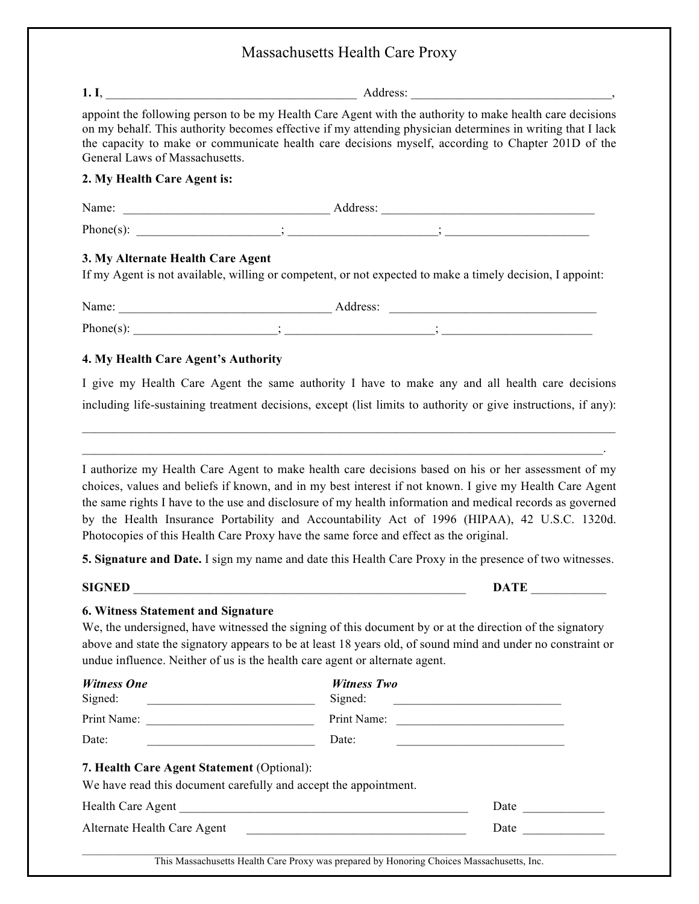# Massachusetts Health Care Proxy

**1. I**, ______________________________________ Address: ______________________________,

appoint the following person to be my Health Care Agent with the authority to make health care decisions on my behalf. This authority becomes effective if my attending physician determines in writing that I lack the capacity to make or communicate health care decisions myself, according to Chapter 201D of the General Laws of Massachusetts.

**2. My Health Care Agent is:**

Name: ________________________________ Address: _________________________________

Phone(s): ______________________; ______________________; ______________________

**3. My Alternate Health Care Agent**

If my Agent is not available, willing or competent, or not expected to make a timely decision, I appoint:

Name: _________________________________ Address: ________________________________

Phone(s): ______________________; ______________________; ______________________

**4. My Health Care Agent's Authority**

I give my Health Care Agent the same authority I have to make any and all health care decisions including life-sustaining treatment decisions, except (list limits to authority or give instructions, if any):

_____________________________________________________________________________________

____________________________________________________________________________________.

I authorize my Health Care Agent to make health care decisions based on his or her assessment of my choices, values and beliefs if known, and in my best interest if not known. I give my Health Care Agent the same rights I have to the use and disclosure of my health information and medical records as governed by the Health Insurance Portability and Accountability Act of 1996 (HIPAA), 42 U.S.C. 1320d. Photocopies of this Health Care Proxy have the same force and effect as the original.

**5. Signature and Date.** I sign my name and date this Health Care Proxy in the presence of two witnesses.

**SIGNED** _____________________________________________________ **DATE** ___________

**6. Witness Statement and Signature**

We, the undersigned, have witnessed the signing of this document by or at the direction of the signatory above and state the signatory appears to be at least 18 years old, of sound mind and under no constraint or undue influence. Neither of us is the health care agent or alternate agent.

***Witness One***

Signed: ___________________________

Print Name: ___________________________

Date: ___________________________

***Witness Two***

Signed: ___________________________

Print Name: ___________________________

Date: ___________________________

**7. Health Care Agent Statement** (Optional):

We have read this document carefully and accept the appointment.

Health Care Agent ______________________________________________ Date ____________

Alternate Health Care Agent __________________________________ Date ____________

This Massachusetts Health Care Proxy was prepared by Honoring Choices Massachusetts, Inc.